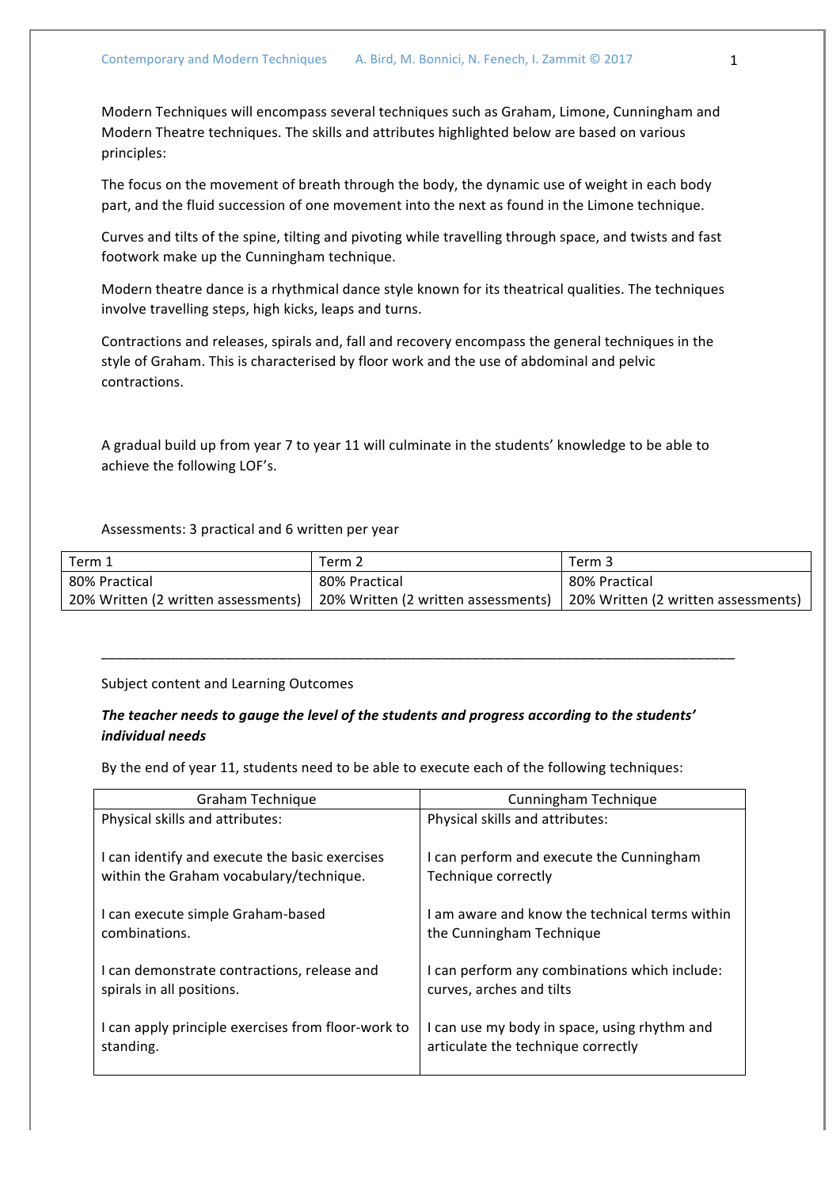Modern Techniques will encompass several techniques such as Graham, Limone, Cunningham and Modern Theatre techniques. The skills and attributes highlighted below are based on various principles:

The focus on the movement of breath through the body, the dynamic use of weight in each body part, and the fluid succession of one movement into the next as found in the Limone technique.

Curves and tilts of the spine, tilting and pivoting while travelling through space, and twists and fast footwork make up the Cunningham technique.

Modern theatre dance is a rhythmical dance style known for its theatrical qualities. The techniques involve travelling steps, high kicks, leaps and turns.

Contractions and releases, spirals and, fall and recovery encompass the general techniques in the style of Graham. This is characterised by floor work and the use of abdominal and pelvic contractions.

A gradual build up from year 7 to year 11 will culminate in the students' knowledge to be able to achieve the following LOF's.

Assessments: 3 practical and 6 written per year

| Term 1 | Term 2 | Term 3 |
|---|---|---|
| 80% Practical<br>20% Written (2 written assessments) | 80% Practical<br>20% Written (2 written assessments) | 80% Practical<br>20% Written (2 written assessments) |

---

Subject content and Learning Outcomes

***The teacher needs to gauge the level of the students and progress according to the students' individual needs***

By the end of year 11, students need to be able to execute each of the following techniques:

| Graham Technique | Cunningham Technique |
|---|---|
| Physical skills and attributes:<br><br>I can identify and execute the basic exercises within the Graham vocabulary/technique.<br><br>I can execute simple Graham-based combinations.<br><br>I can demonstrate contractions, release and spirals in all positions.<br><br>I can apply principle exercises from floor-work to standing. | Physical skills and attributes:<br><br>I can perform and execute the Cunningham Technique correctly<br><br>I am aware and know the technical terms within the Cunningham Technique<br><br>I can perform any combinations which include: curves, arches and tilts<br><br>I can use my body in space, using rhythm and articulate the technique correctly |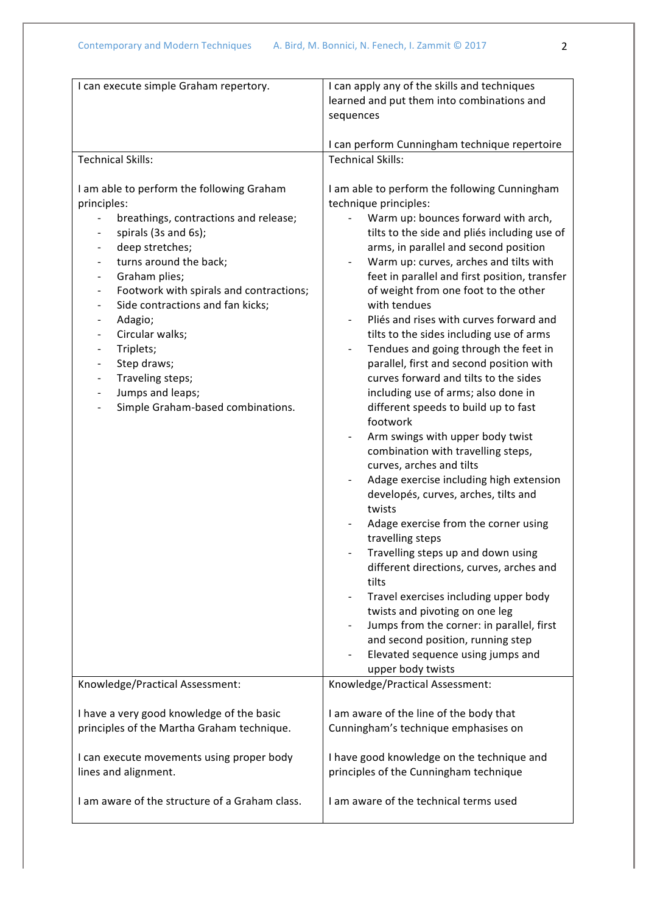| I can execute simple Graham repertory. | I can apply any of the skills and techniques learned and put them into combinations and sequences<br><br>I can perform Cunningham technique repertoire |
|---|---|
| Technical Skills:<br><br>I am able to perform the following Graham principles:<br>- breathings, contractions and release;<br>- spirals (3s and 6s);<br>- deep stretches;<br>- turns around the back;<br>- Graham plies;<br>- Footwork with spirals and contractions;<br>- Side contractions and fan kicks;<br>- Adagio;<br>- Circular walks;<br>- Triplets;<br>- Step draws;<br>- Traveling steps;<br>- Jumps and leaps;<br>- Simple Graham-based combinations. | Technical Skills:<br><br>I am able to perform the following Cunningham technique principles:<br>- Warm up: bounces forward with arch, tilts to the side and pliés including use of arms, in parallel and second position<br>- Warm up: curves, arches and tilts with feet in parallel and first position, transfer of weight from one foot to the other with tendues<br>- Pliés and rises with curves forward and tilts to the sides including use of arms<br>- Tendues and going through the feet in parallel, first and second position with curves forward and tilts to the sides including use of arms; also done in different speeds to build up to fast footwork<br>- Arm swings with upper body twist combination with travelling steps, curves, arches and tilts<br>- Adage exercise including high extension developés, curves, arches, tilts and twists<br>- Adage exercise from the corner using travelling steps<br>- Travelling steps up and down using different directions, curves, arches and tilts<br>- Travel exercises including upper body twists and pivoting on one leg<br>- Jumps from the corner: in parallel, first and second position, running step<br>- Elevated sequence using jumps and upper body twists |
| Knowledge/Practical Assessment:<br><br>I have a very good knowledge of the basic principles of the Martha Graham technique.<br><br>I can execute movements using proper body lines and alignment.<br><br>I am aware of the structure of a Graham class. | Knowledge/Practical Assessment:<br><br>I am aware of the line of the body that Cunningham's technique emphasises on<br><br>I have good knowledge on the technique and principles of the Cunningham technique<br><br>I am aware of the technical terms used |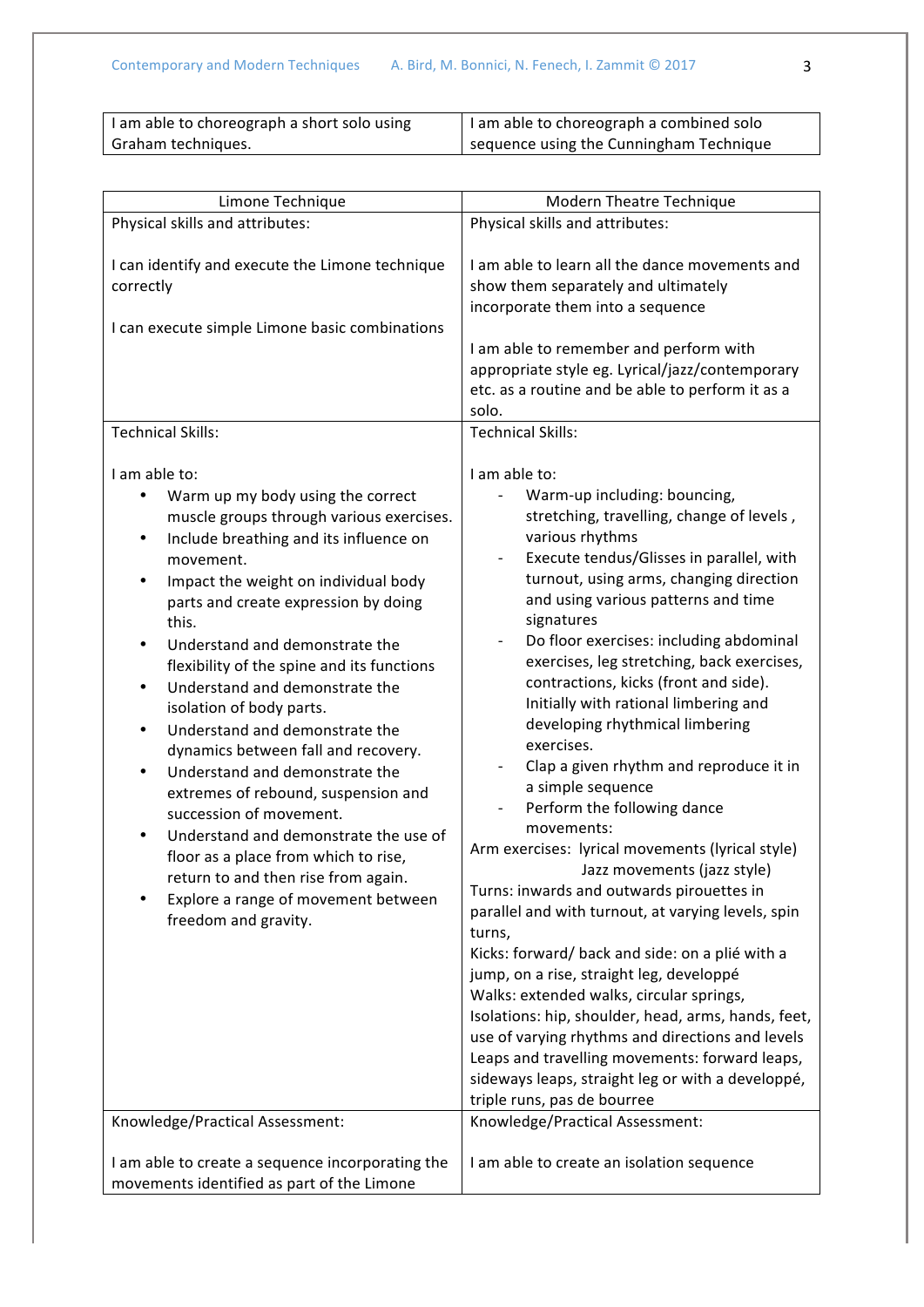| I am able to choreograph a short solo using Graham techniques. | I am able to choreograph a combined solo sequence using the Cunningham Technique |
|---|---|

| Limone Technique | Modern Theatre Technique |
|---|---|
| Physical skills and attributes:<br><br>I can identify and execute the Limone technique correctly<br><br>I can execute simple Limone basic combinations | Physical skills and attributes:<br><br>I am able to learn all the dance movements and show them separately and ultimately incorporate them into a sequence<br><br>I am able to remember and perform with appropriate style eg. Lyrical/jazz/contemporary etc. as a routine and be able to perform it as a solo. |
| Technical Skills:<br><br>I am able to:<br>• Warm up my body using the correct muscle groups through various exercises.<br>• Include breathing and its influence on movement.<br>• Impact the weight on individual body parts and create expression by doing this.<br>• Understand and demonstrate the flexibility of the spine and its functions<br>• Understand and demonstrate the isolation of body parts.<br>• Understand and demonstrate the dynamics between fall and recovery.<br>• Understand and demonstrate the extremes of rebound, suspension and succession of movement.<br>• Understand and demonstrate the use of floor as a place from which to rise, return to and then rise from again.<br>• Explore a range of movement between freedom and gravity. | Technical Skills:<br><br>I am able to:<br>- Warm-up including: bouncing, stretching, travelling, change of levels , various rhythms<br>- Execute tendus/Glisses in parallel, with turnout, using arms, changing direction and using various patterns and time signatures<br>- Do floor exercises: including abdominal exercises, leg stretching, back exercises, contractions, kicks (front and side). Initially with rational limbering and developing rhythmical limbering exercises.<br>- Clap a given rhythm and reproduce it in a simple sequence<br>- Perform the following dance movements:<br>Arm exercises: lyrical movements (lyrical style)<br>Jazz movements (jazz style)<br>Turns: inwards and outwards pirouettes in parallel and with turnout, at varying levels, spin turns,<br>Kicks: forward/ back and side: on a plié with a jump, on a rise, straight leg, developpé<br>Walks: extended walks, circular springs,<br>Isolations: hip, shoulder, head, arms, hands, feet, use of varying rhythms and directions and levels<br>Leaps and travelling movements: forward leaps, sideways leaps, straight leg or with a developpé, triple runs, pas de bourree |
| Knowledge/Practical Assessment:<br><br>I am able to create a sequence incorporating the movements identified as part of the Limone | Knowledge/Practical Assessment:<br><br>I am able to create an isolation sequence |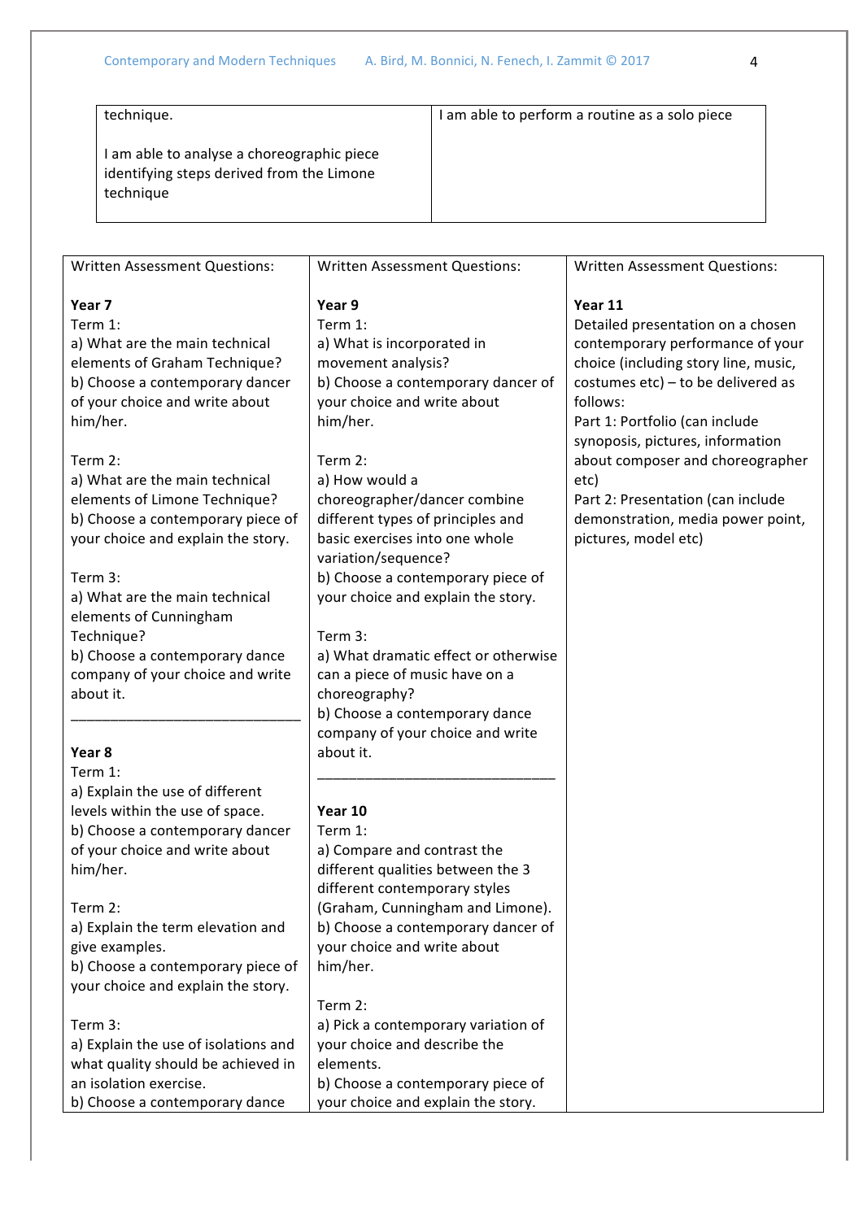| | |
|---|---|
| technique.<br><br>I am able to analyse a choreographic piece identifying steps derived from the Limone technique | I am able to perform a routine as a solo piece |

| Written Assessment Questions: | Written Assessment Questions: | Written Assessment Questions: |
|---|---|---|
| **Year 7**<br>Term 1:<br>a) What are the main technical elements of Graham Technique?<br>b) Choose a contemporary dancer of your choice and write about him/her.<br><br>Term 2:<br>a) What are the main technical elements of Limone Technique?<br>b) Choose a contemporary piece of your choice and explain the story.<br><br>Term 3:<br>a) What are the main technical elements of Cunningham Technique?<br>b) Choose a contemporary dance company of your choice and write about it.<br>______________________________<br><br>**Year 8**<br>Term 1:<br>a) Explain the use of different levels within the use of space.<br>b) Choose a contemporary dancer of your choice and write about him/her.<br><br>Term 2:<br>a) Explain the term elevation and give examples.<br>b) Choose a contemporary piece of your choice and explain the story.<br><br>Term 3:<br>a) Explain the use of isolations and what quality should be achieved in an isolation exercise.<br>b) Choose a contemporary dance | **Year 9**<br>Term 1:<br>a) What is incorporated in movement analysis?<br>b) Choose a contemporary dancer of your choice and write about him/her.<br><br>Term 2:<br>a) How would a choreographer/dancer combine different types of principles and basic exercises into one whole variation/sequence?<br>b) Choose a contemporary piece of your choice and explain the story.<br><br>Term 3:<br>a) What dramatic effect or otherwise can a piece of music have on a choreography?<br>b) Choose a contemporary dance company of your choice and write about it.<br>______________________________<br><br>**Year 10**<br>Term 1:<br>a) Compare and contrast the different qualities between the 3 different contemporary styles (Graham, Cunningham and Limone).<br>b) Choose a contemporary dancer of your choice and write about him/her.<br><br>Term 2:<br>a) Pick a contemporary variation of your choice and describe the elements.<br>b) Choose a contemporary piece of your choice and explain the story. | **Year 11**<br>Detailed presentation on a chosen contemporary performance of your choice (including story line, music, costumes etc) – to be delivered as follows:<br>Part 1: Portfolio (can include synopsis, pictures, information about composer and choreographer etc)<br>Part 2: Presentation (can include demonstration, media power point, pictures, model etc) |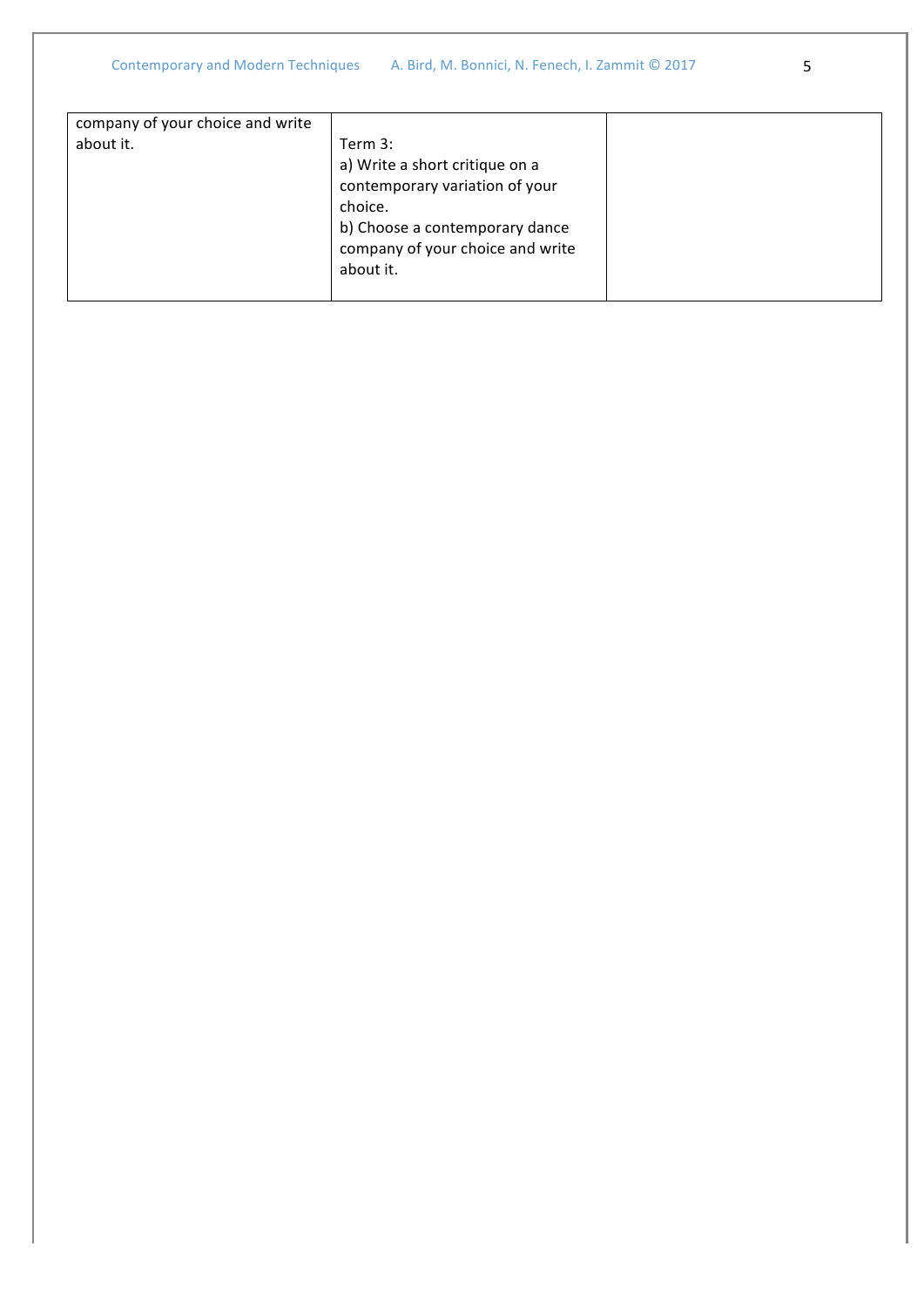| | | |
|---|---|---|
| company of your choice and write about it. | Term 3:<br>a) Write a short critique on a contemporary variation of your choice.<br>b) Choose a contemporary dance company of your choice and write about it. | |